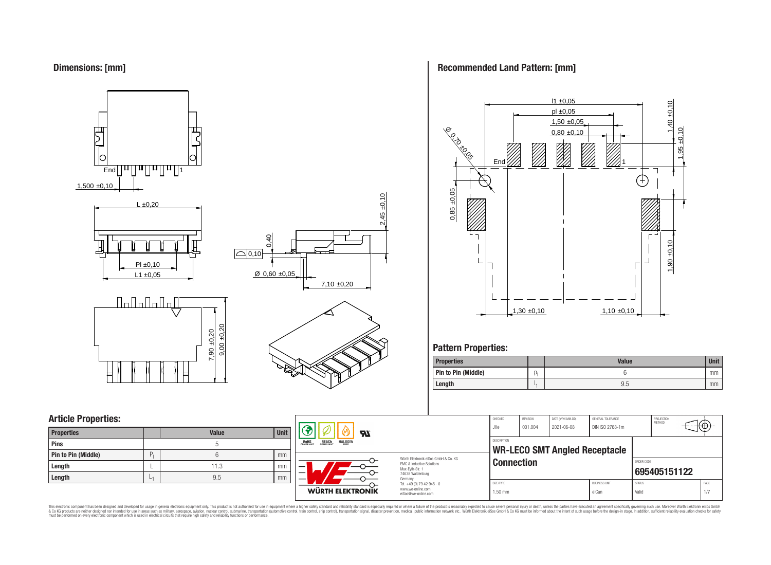## Dimensions: [mm]

End 1

1,500 ±0,10

L ±0,20

Pl ±0,10

L1 ±0,05

0,40

0,10

2,45 ±0,10

Ø 0,60 ±0,05

7,10 ±0,20

7,90 ±0,20

9,00 ±0,20

## Recommended Land Pattern: [mm]

l1 ±0,05

pl ±0,05

1,50 ±0,05

0,80 ±0,10

1,40 ±0,10

1,95 ±0,10

Ø 0,70 ±0,05

End 1

0,85 ±0,05

1,90 ±0,10

1,30 ±0,10

1,10 ±0,10

## Pattern Properties:

| Properties | | Value | Unit |
|---|---|---|---|
| Pin to Pin (Middle) | $p_l$ | 6 | mm |
| Length | $l_1$ | 9.5 | mm |

## Article Properties:

| Properties | | Value | Unit |
|---|---|---|---|
| Pins | | 5 | |
| Pin to Pin (Middle) | $P_l$ | 6 | mm |
| Length | L | 11.3 | mm |
| Length | $L_1$ | 9.5 | mm |

RoHS COMPLIANT | REACh COMPLIANT | HALOGEN FREE

Würth Elektronik eiSos GmbH & Co. KG
EMC & Inductive Solutions
Max-Eyth-Str. 1
74638 Waldenburg
Germany
Tel. +49 (0) 79 42 945 - 0
www.we-online.com
eiSos@we-online.com

WÜRTH ELEKTRONIK

| CHECKED | REVISION | DATE (YYYY-MM-DD) | GENERAL TOLERANCE | PROJECTION METHOD |
|---|---|---|---|---|
| JHe | 001.004 | 2021-06-08 | DIN ISO 2768-1m | |

DESCRIPTION

**WR-LECO SMT Angled Receptacle Connection**

ORDER CODE

**695405151122**

| SIZE/TYPE | BUSINESS UNIT | STATUS | PAGE |
|---|---|---|---|
| 1.50 mm | eiCan | Valid | 1/7 |

This electronic component has been designed and developed for usage in general electronic equipment only. This product is not authorized for use in equipment where a higher safety standard and reliability standard is especially required or where a failure of the product is reasonably expected to cause severe personal injury or death, unless the parties have executed an agreement specifically governing such use. Moreover Würth Elektronik eiSos GmbH & Co KG products are neither designed nor intended for use in areas such as military, aerospace, aviation, nuclear control, submarine, transportation (automotive control, train control, ship control), transportation signal, disaster prevention, medical, public information network etc.. Würth Elektronik eiSos GmbH & Co KG must be informed about the intent of such usage before the design-in stage. In addition, sufficient reliability evaluation checks for safety must be performed on every electronic component which is used in electrical circuits that require high safety and reliability functions or performance.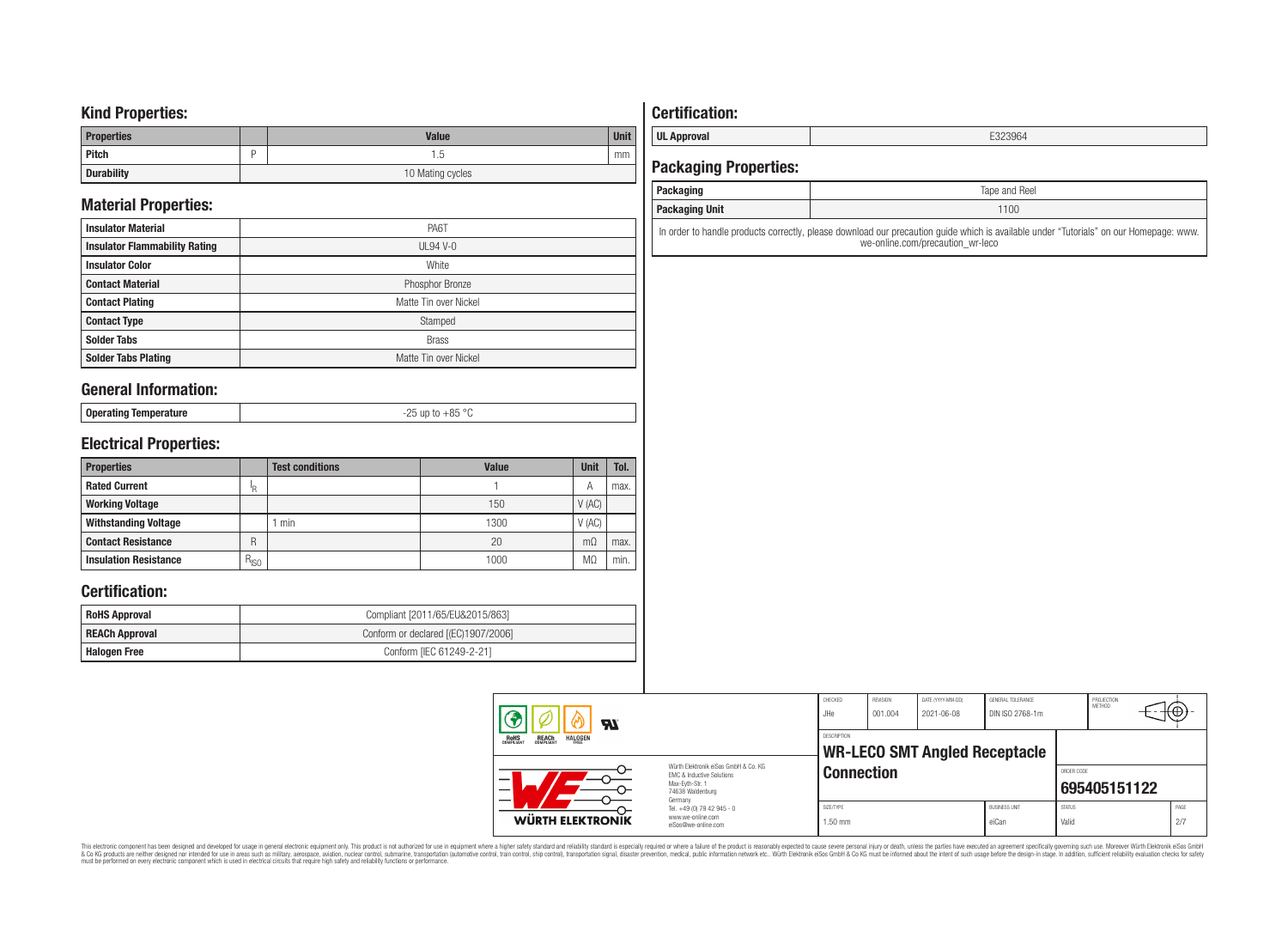## Kind Properties:

| Properties | | Value | Unit |
|---|---|---|---|
| Pitch | P | 1.5 | mm |
| Durability | | 10 Mating cycles | |

## Material Properties:

| | |
|---|---|
| Insulator Material | PA6T |
| Insulator Flammability Rating | UL94 V-0 |
| Insulator Color | White |
| Contact Material | Phosphor Bronze |
| Contact Plating | Matte Tin over Nickel |
| Contact Type | Stamped |
| Solder Tabs | Brass |
| Solder Tabs Plating | Matte Tin over Nickel |

## General Information:

| | |
|---|---|
| Operating Temperature | -25 up to +85 °C |

## Electrical Properties:

| Properties | | Test conditions | Value | Unit | Tol. |
|---|---|---|---|---|---|
| Rated Current | $I_R$ | | 1 | A | max. |
| Working Voltage | | | 150 | V (AC) | |
| Withstanding Voltage | | 1 min | 1300 | V (AC) | |
| Contact Resistance | R | | 20 | mΩ | max. |
| Insulation Resistance | $R_{ISO}$ | | 1000 | MΩ | min. |

## Certification:

| | |
|---|---|
| RoHS Approval | Compliant [2011/65/EU&2015/863] |
| REACh Approval | Conform or declared [(EC)1907/2006] |
| Halogen Free | Conform [IEC 61249-2-21] |

## Certification:

| | |
|---|---|
| UL Approval | E323964 |

## Packaging Properties:

| | |
|---|---|
| Packaging | Tape and Reel |
| Packaging Unit | 1100 |

In order to handle products correctly, please download our precaution guide which is available under "Tutorials" on our Homepage: www.we-online.com/precaution_wr-leco

| CHECKED | REVISION | DATE (YYYY-MM-DD) | GENERAL TOLERANCE | PROJECTION METHOD |
|---|---|---|---|---|
| JHe | 001.004 | 2021-06-08 | DIN ISO 2768-1m | |

Würth Elektronik eiSos GmbH & Co. KG
EMC & Inductive Solutions
Max-Eyth-Str. 1
74638 Waldenburg
Germany
Tel. +49 (0) 79 42 945 - 0
www.we-online.com
eiSos@we-online.com

DESCRIPTION: **WR-LECO SMT Angled Receptacle Connection**

ORDER CODE: **695405151122**

| SIZE/TYPE | BUSINESS UNIT | STATUS | PAGE |
|---|---|---|---|
| 1.50 mm | eiCan | Valid | 2/7 |

This electronic component has been designed and developed for usage in general electronic equipment only. This product is not authorized for use in equipment where a higher safety standard and reliability standard is especially required or where a failure of the product is reasonably expected to cause severe personal injury or death, unless the parties have executed an agreement specifically governing such use. Moreover Würth Elektronik eiSos GmbH & Co KG products are neither designed nor intended for use in areas such as military, aerospace, aviation, nuclear control, submarine, transportation (automotive control, train control, ship control), transportation signal, disaster prevention, medical, public information network etc.. Würth Elektronik eiSos GmbH & Co KG must be informed about the intent of such usage before the design-in stage. In addition, sufficient reliability evaluation checks for safety must be performed on every electronic component which is used in electrical circuits that require high safety and reliability functions or performance.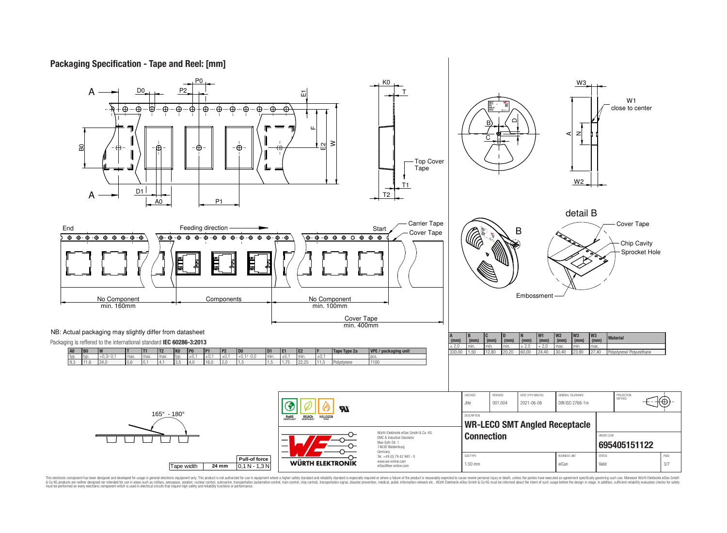## Packaging Specification - Tape and Reel: [mm]

Top Cover Tape

W1 close to center

detail B

Cover Tape

Chip Cavity

Sprocket Hole

Embossment

End — Feeding direction — Start

Carrier Tape

Cover Tape

| No Component | Components | No Component |
|---|---|---|
| min. 160mm | | min. 100mm |

Cover Tape min. 400mm

NB: Actual packaging may slightly differ from datasheet

Packaging is reffered to the international standard **IEC 60286-3:2013**

| A0 | B0 | W | T | T1 | T2 | K0 | P0 | P1 | P2 | D0 | D1 | E1 | E2 | F | Tape Type 2a | VPE / packaging unit |
|---|---|---|---|---|---|---|---|---|---|---|---|---|---|---|---|---|
| typ. | typ. | +0,3/-0,1 | max. | max. | max. | typ. | ±0,1 | ±0,1 | ±0,1 | +0,1/ -0,0 | min. | ±0,1 | min. | ±0,1 | | pcs. |
| 9,3 | 11,6 | 24,0 | 0,6 | 0,1 | 4,1 | 3,5 | 4,0 | 16,0 | 2,0 | 1,5 | 1,5 | 1,75 | 22,25 | 11,5 | Polystyrene | 1100 |

| A (mm) | B (mm) | C (mm) | D (mm) | N (mm) | W1 (mm) | W2 (mm) | W3 (mm) | W3 (mm) | Material |
|---|---|---|---|---|---|---|---|---|---|
| ± 2,0 | min. | min. | min. | ± 2,0 | + 2,0 | max. | min. | max. | |
| 330,00 | 1,50 | 12,80 | 20,20 | 60,00 | 24,40 | 30,40 | 23,90 | 27,40 | Polystyrene/ Polyurethane |

165° - 180°

| Tape width | Pull-of force |
|---|---|
| 24 mm | 0,1 N - 1,3 N |

RoHS COMPLIANT · REACh COMPLIANT · HALOGEN FREE

Würth Elektronik eiSos GmbH & Co. KG
EMC & Inductive Solutions
Max-Eyth-Str. 1
74638 Waldenburg
Germany
Tel. +49 (0) 79 42 945 - 0
www.we-online.com
eiSos@we-online.com

WÜRTH ELEKTRONIK

| CHECKED | REVISION | DATE (YYYY-MM-DD) | GENERAL TOLERANCE | PROJECTION METHOD |
|---|---|---|---|---|
| JHe | 001.004 | 2021-06-08 | DIN ISO 2768-1m | |

DESCRIPTION: **WR-LECO SMT Angled Receptacle Connection**

ORDER CODE: **695405151122**

| SIZE/TYPE | BUSINESS UNIT | STATUS | PAGE |
|---|---|---|---|
| 1.50 mm | eiCan | Valid | 3/7 |

This electronic component has been designed and developed for usage in general electronic equipment only. This product is not authorized for use in equipment where a higher safety standard and reliability standard is especially required or where a failure of the product is reasonably expected to cause severe personal injury or death, unless the parties have executed an agreement specifically governing such use. Moreover Würth Elektronik eiSos GmbH & Co KG products are neither designed nor intended for use in areas such as military, aerospace, aviation, nuclear control, submarine, transportation (automotive control, train control, ship control), transportation signal, disaster prevention, medical, public information network etc.. Würth Elektronik eiSos GmbH & Co KG must be informed about the intent of such usage before the design-in stage. In addition, sufficient reliability evaluation checks for safety must be performed on every electronic component which is used in electrical circuits that require high safety and reliability functions or performance.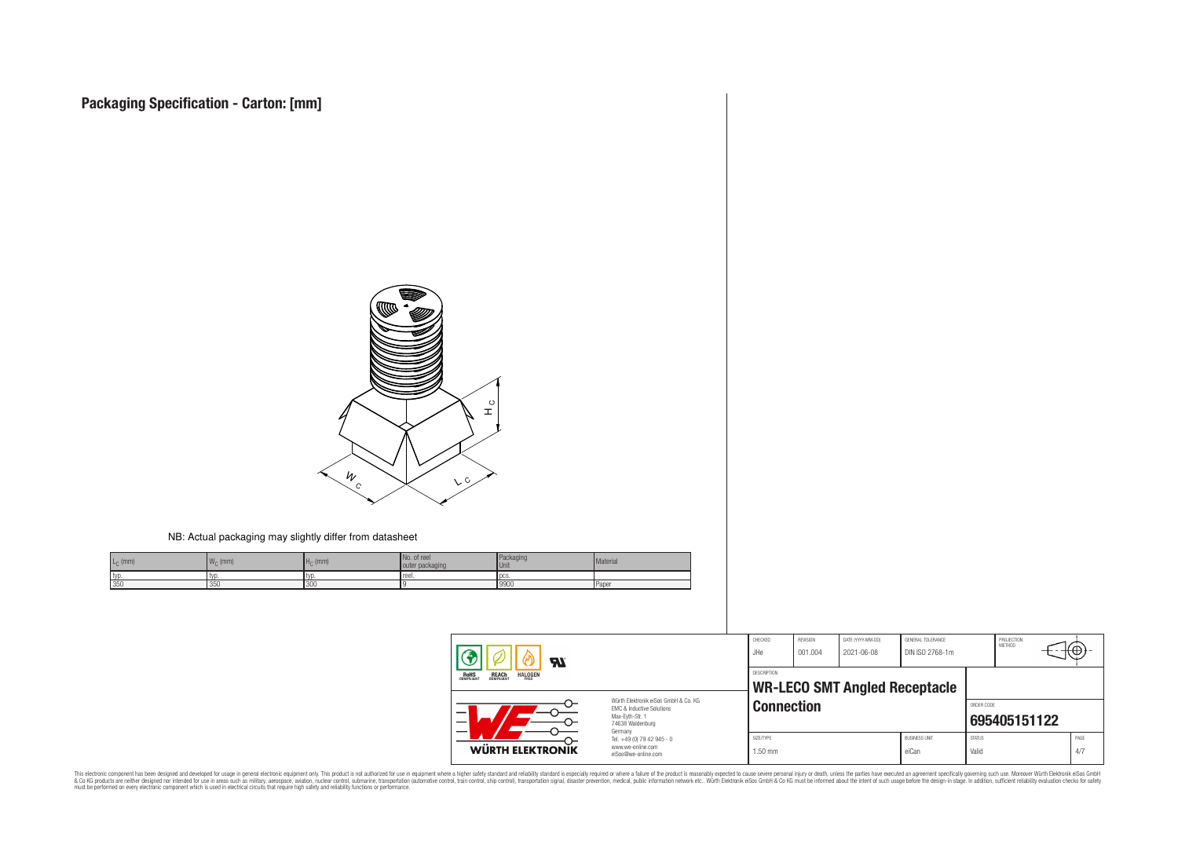# Packaging Specification - Carton: [mm]

NB: Actual packaging may slightly differ from datasheet

| $L_C$ (mm) | $W_C$ (mm) | $H_C$ (mm) | No. of reel outer packaging | Packaging Unit | Material |
|---|---|---|---|---|---|
| typ. | typ. | typ. | reel. | pcs. | |
| 350 | 350 | 300 | 9 | 9900 | Paper |

| CHECKED | REVISION | DATE (YYYY-MM-DD) | GENERAL TOLERANCE | PROJECTION METHOD |
|---|---|---|---|---|
| JHe | 001.004 | 2021-06-08 | DIN ISO 2768-1m | |

DESCRIPTION

**WR-LECO SMT Angled Receptacle Connection**

ORDER CODE: **695405151122**

| SIZE/TYPE | BUSINESS UNIT | STATUS |
|---|---|---|
| 1.50 mm | eiCan | Valid |

Würth Elektronik eiSos GmbH & Co. KG
EMC & Inductive Solutions
Max-Eyth-Str. 1
74638 Waldenburg
Germany
Tel. +49 (0) 79 42 945 - 0
www.we-online.com
eiSos@we-online.com

This electronic component has been designed and developed for usage in general electronic equipment only. This product is not authorized for use in equipment where a higher safety standard and reliability standard is especially required or where a failure of the product is reasonably expected to cause severe personal injury or death, unless the parties have executed an agreement specifically governing such use. Moreover Würth Elektronik eiSos GmbH & Co KG products are neither designed nor intended for use in areas such as military, aerospace, aviation, nuclear control, submarine, transportation (automotive control, train control, ship control), transportation signal, disaster prevention, medical, public information network etc.. Würth Elektronik eiSos GmbH & Co KG must be informed about the intent of such usage before the design-in stage. In addition, sufficient reliability evaluation checks for safety must be performed on every electronic component which is used in electrical circuits that require high safety and reliability functions or performance.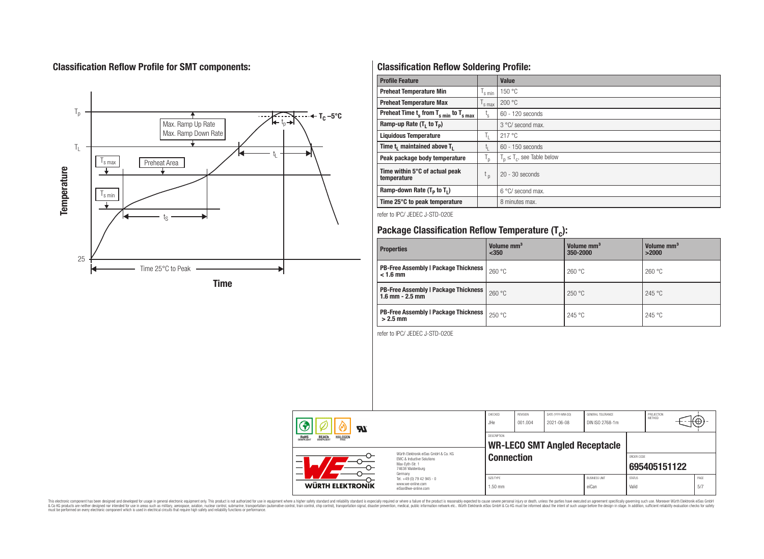## Classification Reflow Profile for SMT components:

## Classification Reflow Soldering Profile:

| Profile Feature | | Value |
|---|---|---|
| **Preheat Temperature Min** | $T_{s\,min}$ | 150 °C |
| **Preheat Temperature Max** | $T_{s\,max}$ | 200 °C |
| **Preheat Time $t_s$ from $T_{s\,min}$ to $T_{s\,max}$** | $t_s$ | 60 - 120 seconds |
| **Ramp-up Rate ($T_L$ to $T_P$)** | | 3 °C/ second max. |
| **Liquidous Temperature** | $T_L$ | 217 °C |
| **Time $t_L$ maintained above $T_L$** | $t_L$ | 60 - 150 seconds |
| **Peak package body temperature** | $T_p$ | $T_p \leq T_c$, see Table below |
| **Time within 5°C of actual peak temperature** | $t_p$ | 20 - 30 seconds |
| **Ramp-down Rate ($T_P$ to $T_L$)** | | 6 °C/ second max. |
| **Time 25°C to peak temperature** | | 8 minutes max. |

refer to IPC/ JEDEC J-STD-020E

## Package Classification Reflow Temperature ($T_c$):

| Properties | Volume mm³ <350 | Volume mm³ 350-2000 | Volume mm³ >2000 |
|---|---|---|---|
| **PB-Free Assembly \| Package Thickness < 1.6 mm** | 260 °C | 260 °C | 260 °C |
| **PB-Free Assembly \| Package Thickness 1.6 mm - 2.5 mm** | 260 °C | 250 °C | 245 °C |
| **PB-Free Assembly \| Package Thickness > 2.5 mm** | 250 °C | 245 °C | 245 °C |

refer to IPC/ JEDEC J-STD-020E

| CHECKED | REVISION | DATE (YYYY-MM-DD) | GENERAL TOLERANCE | PROJECTION METHOD |
|---|---|---|---|---|
| JHe | 001.004 | 2021-06-08 | DIN ISO 2768-1m | |

DESCRIPTION: **WR-LECO SMT Angled Receptacle Connection**

ORDER CODE: **695405151122**

| SIZE/TYPE | BUSINESS UNIT | STATUS | PAGE |
|---|---|---|---|
| 1.50 mm | eiCan | Valid | 5/7 |

Würth Elektronik eiSos GmbH & Co. KG
EMC & Inductive Solutions
Max-Eyth-Str. 1
74638 Waldenburg
Germany
Tel. +49 (0) 79 42 945 - 0
www.we-online.com
eiSos@we-online.com

This electronic component has been designed and developed for usage in general electronic equipment only. This product is not authorized for use in equipment where a higher safety standard and reliability standard is especially required or where a failure of the product is reasonably expected to cause severe personal injury or death, unless the parties have executed an agreement specifically governing such use. Moreover Würth Elektronik eiSos GmbH & Co KG products are neither designed nor intended for use in areas such as military, aerospace, aviation, nuclear control, submarine, transportation (automotive control, train control, ship control), transportation signal, disaster prevention, medical, public information network etc.. Würth Elektronik eiSos GmbH & Co KG must be informed about the intent of such usage before the design-in stage. In addition, sufficient reliability evaluation checks for safety must be performed on every electronic component which is used in electrical circuits that require high safety and reliability functions or performance.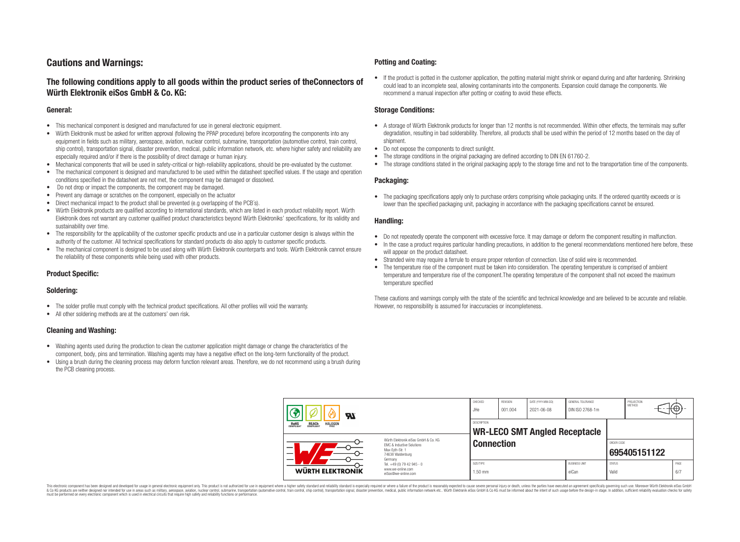# Cautions and Warnings:

## The following conditions apply to all goods within the product series of theConnectors of Würth Elektronik eiSos GmbH & Co. KG:

### General:

- This mechanical component is designed and manufactured for use in general electronic equipment.
- Würth Elektronik must be asked for written approval (following the PPAP procedure) before incorporating the components into any equipment in fields such as military, aerospace, aviation, nuclear control, submarine, transportation (automotive control, train control, ship control), transportation signal, disaster prevention, medical, public information network, etc. where higher safety and reliability are especially required and/or if there is the possibility of direct damage or human injury.
- Mechanical components that will be used in safety-critical or high-reliability applications, should be pre-evaluated by the customer.
- The mechanical component is designed and manufactured to be used within the datasheet specified values. If the usage and operation conditions specified in the datasheet are not met, the component may be damaged or dissolved.
- Do not drop or impact the components, the component may be damaged.
- Prevent any damage or scratches on the component, especially on the actuator
- Direct mechanical impact to the product shall be prevented (e.g overlapping of the PCB´s).
- Würth Elektronik products are qualified according to international standards, which are listed in each product reliability report. Würth Elektronik does not warrant any customer qualified product characteristics beyond Würth Elektroniks' specifications, for its validity and sustainability over time.
- The responsibility for the applicability of the customer specific products and use in a particular customer design is always within the authority of the customer. All technical specifications for standard products do also apply to customer specific products.
- The mechanical component is designed to be used along with Würth Elektronik counterparts and tools. Würth Elektronik cannot ensure the reliability of these components while being used with other products.

### Product Specific:

### Soldering:

- The solder profile must comply with the technical product specifications. All other profiles will void the warranty.
- All other soldering methods are at the customers' own risk.

### Cleaning and Washing:

- Washing agents used during the production to clean the customer application might damage or change the characteristics of the component, body, pins and termination. Washing agents may have a negative effect on the long-term functionality of the product.
- Using a brush during the cleaning process may deform function relevant areas. Therefore, we do not recommend using a brush during the PCB cleaning process.

### Potting and Coating:

- If the product is potted in the customer application, the potting material might shrink or expand during and after hardening. Shrinking could lead to an incomplete seal, allowing contaminants into the components. Expansion could damage the components. We recommend a manual inspection after potting or coating to avoid these effects.

### Storage Conditions:

- A storage of Würth Elektronik products for longer than 12 months is not recommended. Within other effects, the terminals may suffer degradation, resulting in bad solderability. Therefore, all products shall be used within the period of 12 months based on the day of shipment.
- Do not expose the components to direct sunlight.
- The storage conditions in the original packaging are defined according to DIN EN 61760-2.
- The storage conditions stated in the original packaging apply to the storage time and not to the transportation time of the components.

### Packaging:

- The packaging specifications apply only to purchase orders comprising whole packaging units. If the ordered quantity exceeds or is lower than the specified packaging unit, packaging in accordance with the packaging specifications cannot be ensured.

### Handling:

- Do not repeatedly operate the component with excessive force. It may damage or deform the component resulting in malfunction.
- In the case a product requires particular handling precautions, in addition to the general recommendations mentioned here before, these will appear on the product datasheet.
- Stranded wire may require a ferrule to ensure proper retention of connection. Use of solid wire is recommended.
- The temperature rise of the component must be taken into consideration. The operating temperature is comprised of ambient temperature and temperature rise of the component.The operating temperature of the component shall not exceed the maximum temperature specified

These cautions and warnings comply with the state of the scientific and technical knowledge and are believed to be accurate and reliable. However, no responsibility is assumed for inaccuracies or incompleteness.

| CHECKED | REVISION | DATE (YYYY-MM-DD) | GENERAL TOLERANCE | PROJECTION METHOD |
|---|---|---|---|---|
| JHe | 001.004 | 2021-06-08 | DIN ISO 2768-1m | |

| DESCRIPTION | ORDER CODE |
|---|---|
| WR-LECO SMT Angled Receptacle Connection | 695405151122 |

| SIZE/TYPE | BUSINESS UNIT | STATUS | PAGE |
|---|---|---|---|
| 1.50 mm | eiCan | Valid | 6/7 |

Würth Elektronik eiSos GmbH & Co. KG
EMC & Inductive Solutions
Max-Eyth-Str. 1
74638 Waldenburg
Germany
Tel. +49 (0) 79 42 945 - 0
www.we-online.com
eiSos@we-online.com

This electronic component has been designed and developed for usage in general electronic equipment only. This product is not authorized for use in equipment where a higher safety standard and reliability standard is especially required or where a failure of the product is reasonably expected to cause severe personal injury or death, unless the parties have executed an agreement specifically governing such use. Moreover Würth Elektronik eiSos GmbH & Co KG products are neither designed nor intended for use in areas such as military, aerospace, aviation, nuclear control, submarine, transportation (automotive control, train control, ship control), transportation signal, disaster prevention, medical, public information network etc.. Würth Elektronik eiSos GmbH & Co KG must be informed about the intent of such usage before the design-in stage. In addition, sufficient reliability evaluation checks for safety must be performed on every electronic component which is used in electrical circuits that require high safety and reliability functions or performance.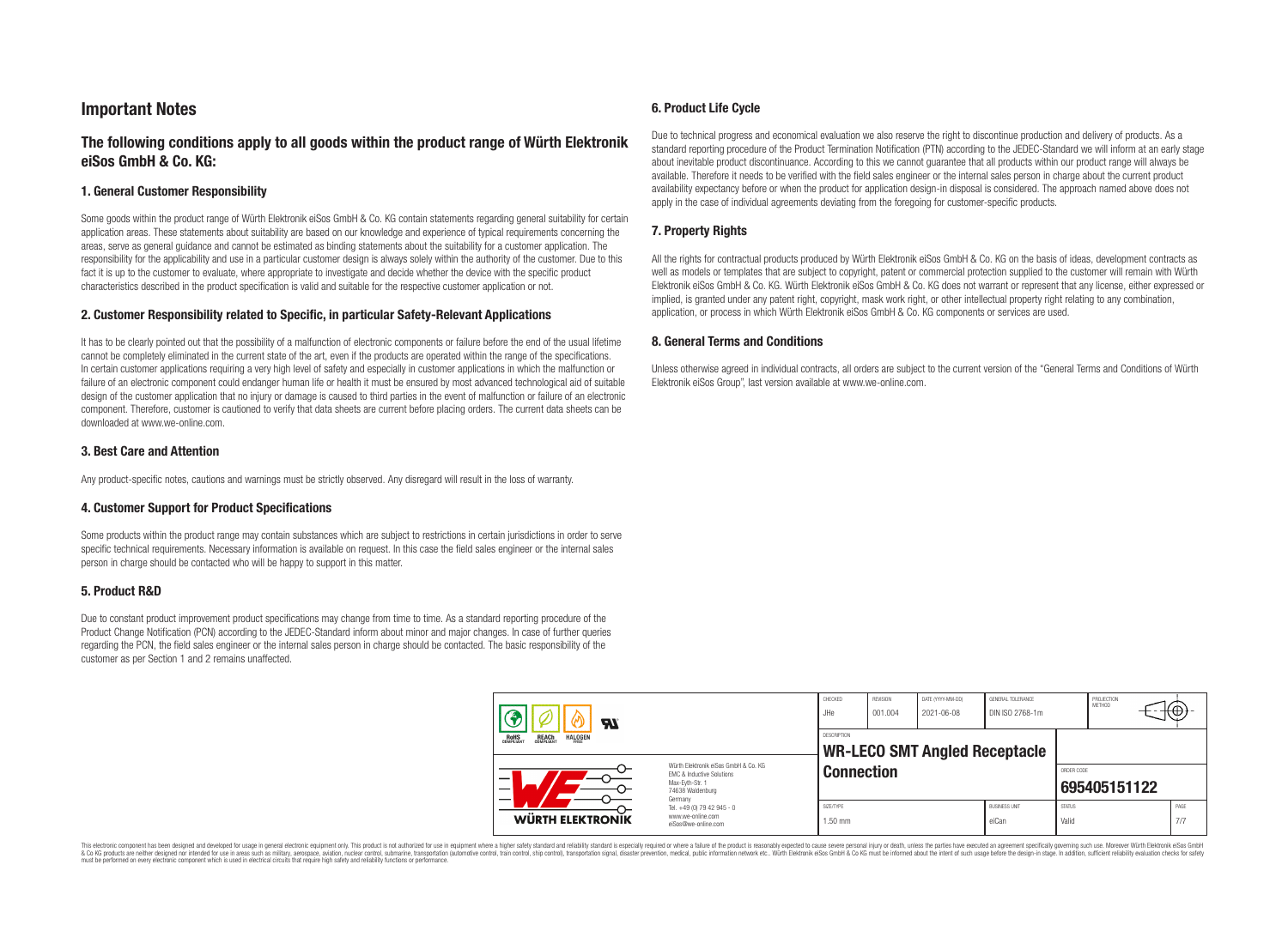# Important Notes

## The following conditions apply to all goods within the product range of Würth Elektronik eiSos GmbH & Co. KG:

### 1. General Customer Responsibility

Some goods within the product range of Würth Elektronik eiSos GmbH & Co. KG contain statements regarding general suitability for certain application areas. These statements about suitability are based on our knowledge and experience of typical requirements concerning the areas, serve as general guidance and cannot be estimated as binding statements about the suitability for a customer application. The responsibility for the applicability and use in a particular customer design is always solely within the authority of the customer. Due to this fact it is up to the customer to evaluate, where appropriate to investigate and decide whether the device with the specific product characteristics described in the product specification is valid and suitable for the respective customer application or not.

### 2. Customer Responsibility related to Specific, in particular Safety-Relevant Applications

It has to be clearly pointed out that the possibility of a malfunction of electronic components or failure before the end of the usual lifetime cannot be completely eliminated in the current state of the art, even if the products are operated within the range of the specifications. In certain customer applications requiring a very high level of safety and especially in customer applications in which the malfunction or failure of an electronic component could endanger human life or health it must be ensured by most advanced technological aid of suitable design of the customer application that no injury or damage is caused to third parties in the event of malfunction or failure of an electronic component. Therefore, customer is cautioned to verify that data sheets are current before placing orders. The current data sheets can be downloaded at www.we-online.com.

### 3. Best Care and Attention

Any product-specific notes, cautions and warnings must be strictly observed. Any disregard will result in the loss of warranty.

### 4. Customer Support for Product Specifications

Some products within the product range may contain substances which are subject to restrictions in certain jurisdictions in order to serve specific technical requirements. Necessary information is available on request. In this case the field sales engineer or the internal sales person in charge should be contacted who will be happy to support in this matter.

### 5. Product R&D

Due to constant product improvement product specifications may change from time to time. As a standard reporting procedure of the Product Change Notification (PCN) according to the JEDEC-Standard inform about minor and major changes. In case of further queries regarding the PCN, the field sales engineer or the internal sales person in charge should be contacted. The basic responsibility of the customer as per Section 1 and 2 remains unaffected.

### 6. Product Life Cycle

Due to technical progress and economical evaluation we also reserve the right to discontinue production and delivery of products. As a standard reporting procedure of the Product Termination Notification (PTN) according to the JEDEC-Standard we will inform at an early stage about inevitable product discontinuance. According to this we cannot guarantee that all products within our product range will always be available. Therefore it needs to be verified with the field sales engineer or the internal sales person in charge about the current product availability expectancy before or when the product for application design-in disposal is considered. The approach named above does not apply in the case of individual agreements deviating from the foregoing for customer-specific products.

### 7. Property Rights

All the rights for contractual products produced by Würth Elektronik eiSos GmbH & Co. KG on the basis of ideas, development contracts as well as models or templates that are subject to copyright, patent or commercial protection supplied to the customer will remain with Würth Elektronik eiSos GmbH & Co. KG. Würth Elektronik eiSos GmbH & Co. KG does not warrant or represent that any license, either expressed or implied, is granted under any patent right, copyright, mask work right, or other intellectual property right relating to any combination, application, or process in which Würth Elektronik eiSos GmbH & Co. KG components or services are used.

### 8. General Terms and Conditions

Unless otherwise agreed in individual contracts, all orders are subject to the current version of the "General Terms and Conditions of Würth Elektronik eiSos Group", last version available at www.we-online.com.

| | | | | | | |
|---|---|---|---|---|---|---|
| CHECKED JHe | REVISION 001.004 | DATE (YYYY-MM-DD) 2021-06-08 | GENERAL TOLERANCE DIN ISO 2768-1m | | PROJECTION METHOD | |
| DESCRIPTION **WR-LECO SMT Angled Receptacle Connection** | | | | ORDER CODE **695405151122** | | |
| SIZE/TYPE 1.50 mm | | | BUSINESS UNIT eiCan | STATUS Valid | | PAGE 7/7 |

Würth Elektronik eiSos GmbH & Co. KG
EMC & Inductive Solutions
Max-Eyth-Str. 1
74638 Waldenburg
Germany
Tel. +49 (0) 79 42 945 - 0
www.we-online.com
eiSos@we-online.com

This electronic component has been designed and developed for usage in general electronic equipment only. This product is not authorized for use in equipment where a higher safety standard and reliability standard is especially required or where a failure of the product is reasonably expected to cause severe personal injury or death, unless the parties have executed an agreement specifically governing such use. Moreover Würth Elektronik eiSos GmbH & Co KG products are neither designed nor intended for use in areas such as military, aerospace, aviation, nuclear control, submarine, transportation (automotive control, train control, ship control), transportation signal, disaster prevention, medical, public information network etc.. Würth Elektronik eiSos GmbH & Co KG must be informed about the intent of such usage before the design-in stage. In addition, sufficient reliability evaluation checks for safety must be performed on every electronic component which is used in electrical circuits that require high safety and reliability functions or performance.